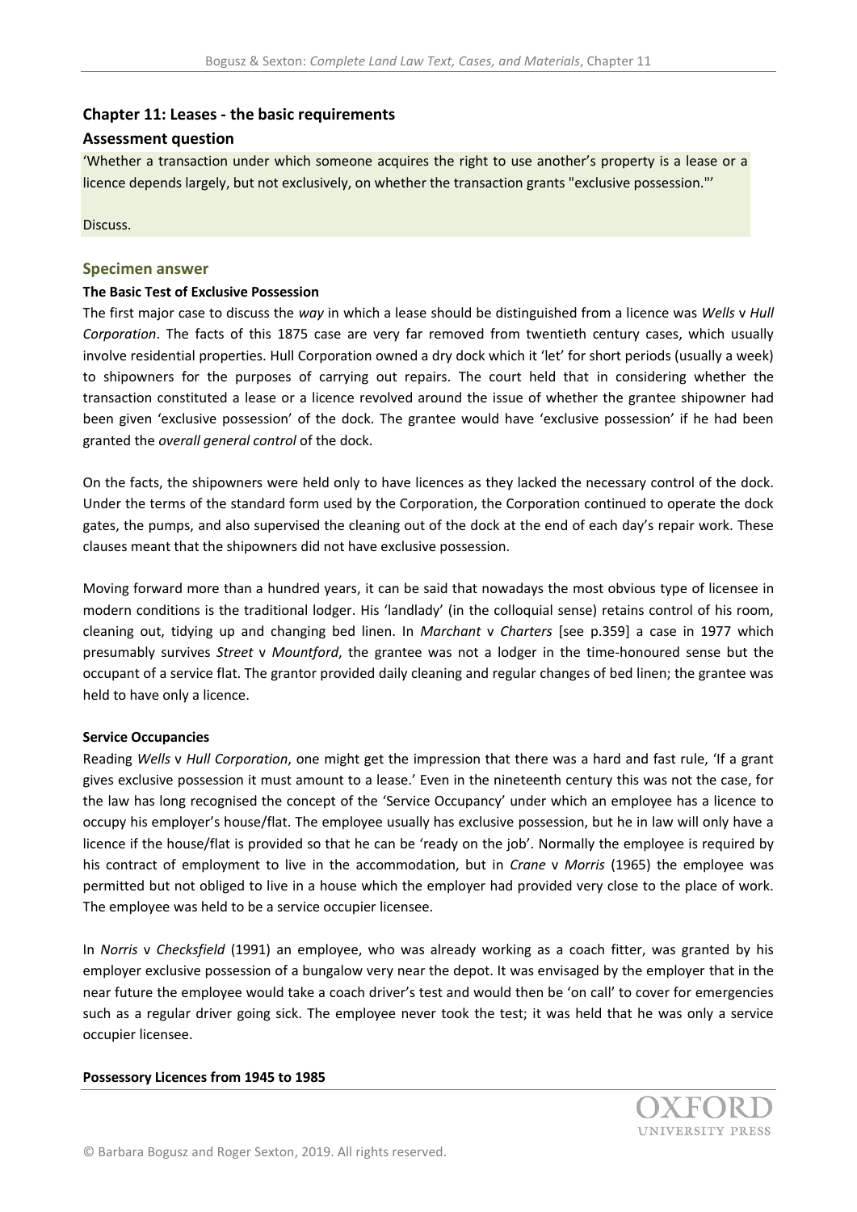## Chapter 11: Leases - the basic requirements

### Assessment question

'Whether a transaction under which someone acquires the right to use another's property is a lease or a licence depends largely, but not exclusively, on whether the transaction grants "exclusive possession."'

Discuss.

### Specimen answer

**The Basic Test of Exclusive Possession**

The first major case to discuss the *way* in which a lease should be distinguished from a licence was *Wells* v *Hull Corporation*. The facts of this 1875 case are very far removed from twentieth century cases, which usually involve residential properties. Hull Corporation owned a dry dock which it 'let' for short periods (usually a week) to shipowners for the purposes of carrying out repairs. The court held that in considering whether the transaction constituted a lease or a licence revolved around the issue of whether the grantee shipowner had been given 'exclusive possession' of the dock. The grantee would have 'exclusive possession' if he had been granted the *overall general control* of the dock.

On the facts, the shipowners were held only to have licences as they lacked the necessary control of the dock. Under the terms of the standard form used by the Corporation, the Corporation continued to operate the dock gates, the pumps, and also supervised the cleaning out of the dock at the end of each day's repair work. These clauses meant that the shipowners did not have exclusive possession.

Moving forward more than a hundred years, it can be said that nowadays the most obvious type of licensee in modern conditions is the traditional lodger. His 'landlady' (in the colloquial sense) retains control of his room, cleaning out, tidying up and changing bed linen. In *Marchant* v *Charters* [see p.359] a case in 1977 which presumably survives *Street* v *Mountford*, the grantee was not a lodger in the time-honoured sense but the occupant of a service flat. The grantor provided daily cleaning and regular changes of bed linen; the grantee was held to have only a licence.

**Service Occupancies**

Reading *Wells* v *Hull Corporation*, one might get the impression that there was a hard and fast rule, 'If a grant gives exclusive possession it must amount to a lease.' Even in the nineteenth century this was not the case, for the law has long recognised the concept of the 'Service Occupancy' under which an employee has a licence to occupy his employer's house/flat. The employee usually has exclusive possession, but he in law will only have a licence if the house/flat is provided so that he can be 'ready on the job'. Normally the employee is required by his contract of employment to live in the accommodation, but in *Crane* v *Morris* (1965) the employee was permitted but not obliged to live in a house which the employer had provided very close to the place of work. The employee was held to be a service occupier licensee.

In *Norris* v *Checksfield* (1991) an employee, who was already working as a coach fitter, was granted by his employer exclusive possession of a bungalow very near the depot. It was envisaged by the employer that in the near future the employee would take a coach driver's test and would then be 'on call' to cover for emergencies such as a regular driver going sick. The employee never took the test; it was held that he was only a service occupier licensee.

**Possessory Licences from 1945 to 1985**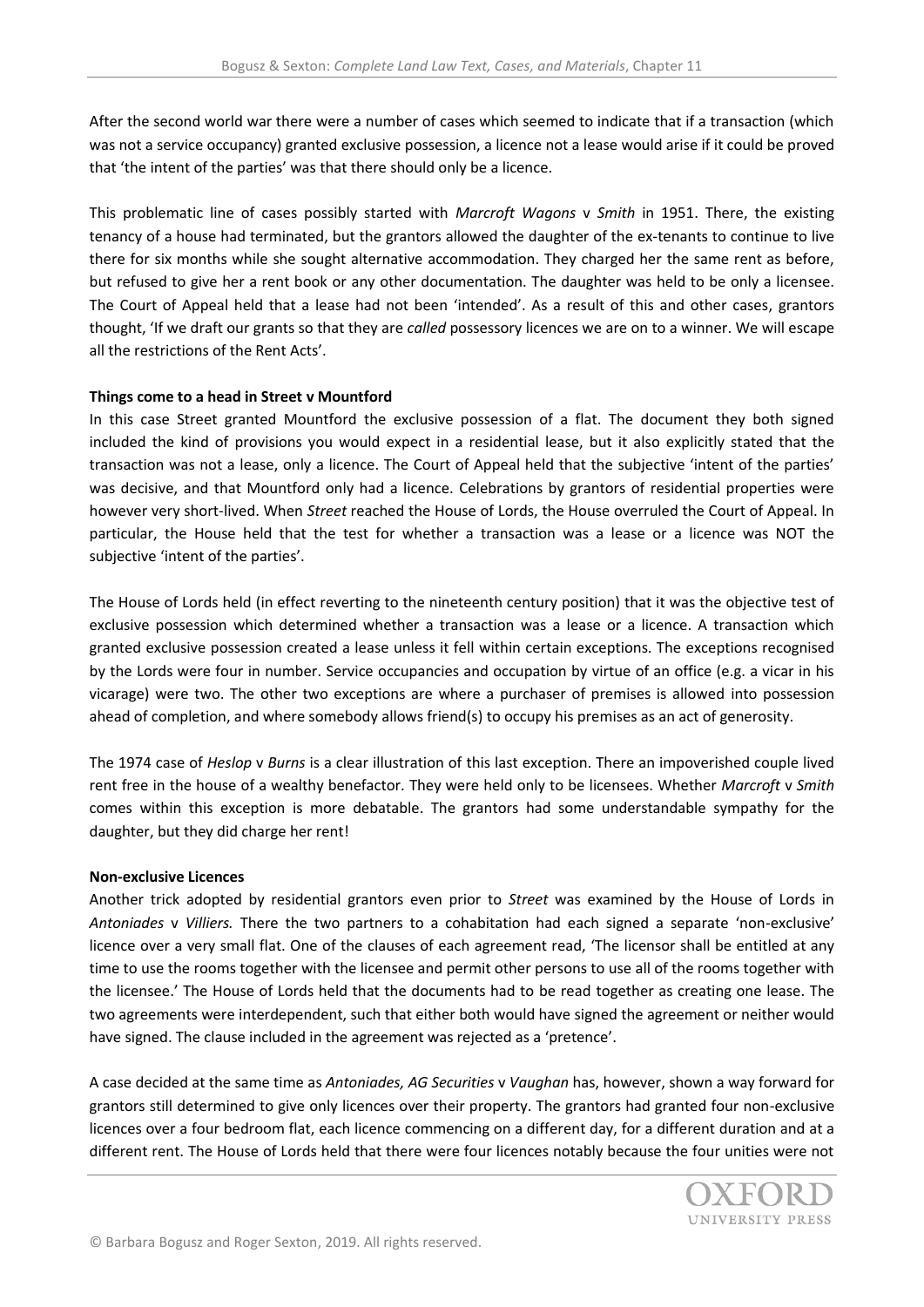After the second world war there were a number of cases which seemed to indicate that if a transaction (which was not a service occupancy) granted exclusive possession, a licence not a lease would arise if it could be proved that 'the intent of the parties' was that there should only be a licence.

This problematic line of cases possibly started with *Marcroft Wagons* v *Smith* in 1951. There, the existing tenancy of a house had terminated, but the grantors allowed the daughter of the ex-tenants to continue to live there for six months while she sought alternative accommodation. They charged her the same rent as before, but refused to give her a rent book or any other documentation. The daughter was held to be only a licensee. The Court of Appeal held that a lease had not been 'intended'. As a result of this and other cases, grantors thought, 'If we draft our grants so that they are *called* possessory licences we are on to a winner. We will escape all the restrictions of the Rent Acts'.

**Things come to a head in Street v Mountford**

In this case Street granted Mountford the exclusive possession of a flat. The document they both signed included the kind of provisions you would expect in a residential lease, but it also explicitly stated that the transaction was not a lease, only a licence. The Court of Appeal held that the subjective 'intent of the parties' was decisive, and that Mountford only had a licence. Celebrations by grantors of residential properties were however very short-lived. When *Street* reached the House of Lords, the House overruled the Court of Appeal. In particular, the House held that the test for whether a transaction was a lease or a licence was NOT the subjective 'intent of the parties'.

The House of Lords held (in effect reverting to the nineteenth century position) that it was the objective test of exclusive possession which determined whether a transaction was a lease or a licence. A transaction which granted exclusive possession created a lease unless it fell within certain exceptions. The exceptions recognised by the Lords were four in number. Service occupancies and occupation by virtue of an office (e.g. a vicar in his vicarage) were two. The other two exceptions are where a purchaser of premises is allowed into possession ahead of completion, and where somebody allows friend(s) to occupy his premises as an act of generosity.

The 1974 case of *Heslop* v *Burns* is a clear illustration of this last exception. There an impoverished couple lived rent free in the house of a wealthy benefactor. They were held only to be licensees. Whether *Marcroft* v *Smith* comes within this exception is more debatable. The grantors had some understandable sympathy for the daughter, but they did charge her rent!

**Non-exclusive Licences**

Another trick adopted by residential grantors even prior to *Street* was examined by the House of Lords in *Antoniades* v *Villiers.* There the two partners to a cohabitation had each signed a separate 'non-exclusive' licence over a very small flat. One of the clauses of each agreement read, 'The licensor shall be entitled at any time to use the rooms together with the licensee and permit other persons to use all of the rooms together with the licensee.' The House of Lords held that the documents had to be read together as creating one lease. The two agreements were interdependent, such that either both would have signed the agreement or neither would have signed. The clause included in the agreement was rejected as a 'pretence'.

A case decided at the same time as *Antoniades, AG Securities* v *Vaughan* has, however, shown a way forward for grantors still determined to give only licences over their property. The grantors had granted four non-exclusive licences over a four bedroom flat, each licence commencing on a different day, for a different duration and at a different rent. The House of Lords held that there were four licences notably because the four unities were not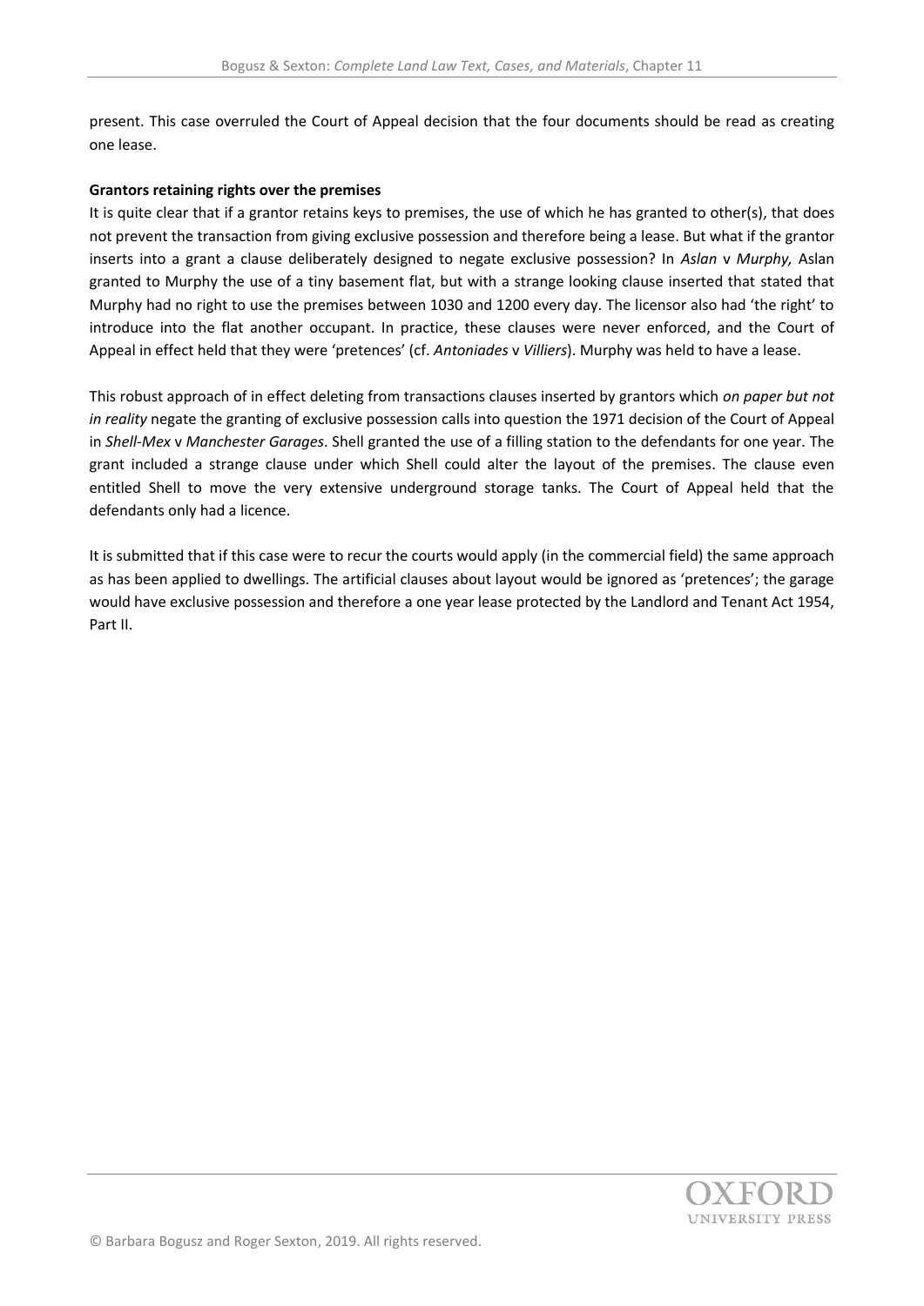present. This case overruled the Court of Appeal decision that the four documents should be read as creating one lease.

**Grantors retaining rights over the premises**

It is quite clear that if a grantor retains keys to premises, the use of which he has granted to other(s), that does not prevent the transaction from giving exclusive possession and therefore being a lease. But what if the grantor inserts into a grant a clause deliberately designed to negate exclusive possession? In *Aslan* v *Murphy,* Aslan granted to Murphy the use of a tiny basement flat, but with a strange looking clause inserted that stated that Murphy had no right to use the premises between 1030 and 1200 every day. The licensor also had 'the right' to introduce into the flat another occupant. In practice, these clauses were never enforced, and the Court of Appeal in effect held that they were 'pretences' (cf. *Antoniades* v *Villiers*). Murphy was held to have a lease.

This robust approach of in effect deleting from transactions clauses inserted by grantors which *on paper but not in reality* negate the granting of exclusive possession calls into question the 1971 decision of the Court of Appeal in *Shell-Mex* v *Manchester Garages*. Shell granted the use of a filling station to the defendants for one year. The grant included a strange clause under which Shell could alter the layout of the premises. The clause even entitled Shell to move the very extensive underground storage tanks. The Court of Appeal held that the defendants only had a licence.

It is submitted that if this case were to recur the courts would apply (in the commercial field) the same approach as has been applied to dwellings. The artificial clauses about layout would be ignored as 'pretences'; the garage would have exclusive possession and therefore a one year lease protected by the Landlord and Tenant Act 1954, Part II.